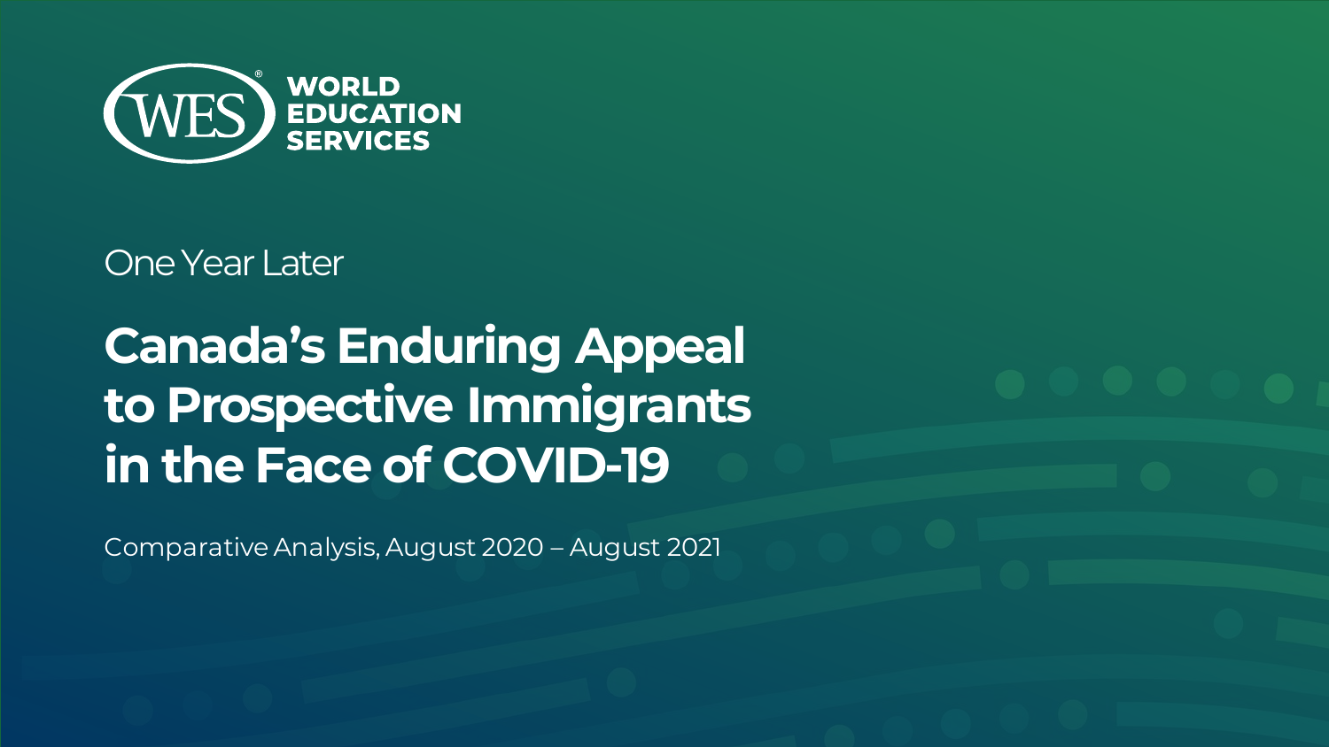WORLD EDUCATION SERVICES

One Year Later

# Canada's Enduring Appeal to Prospective Immigrants in the Face of COVID-19

Comparative Analysis, August 2020 – August 2021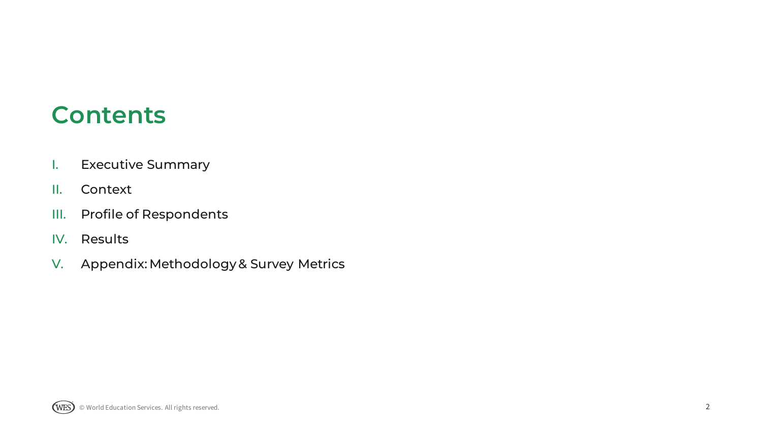# Contents

I. Executive Summary

II. Context

III. Profile of Respondents

IV. Results

V. Appendix: Methodology & Survey Metrics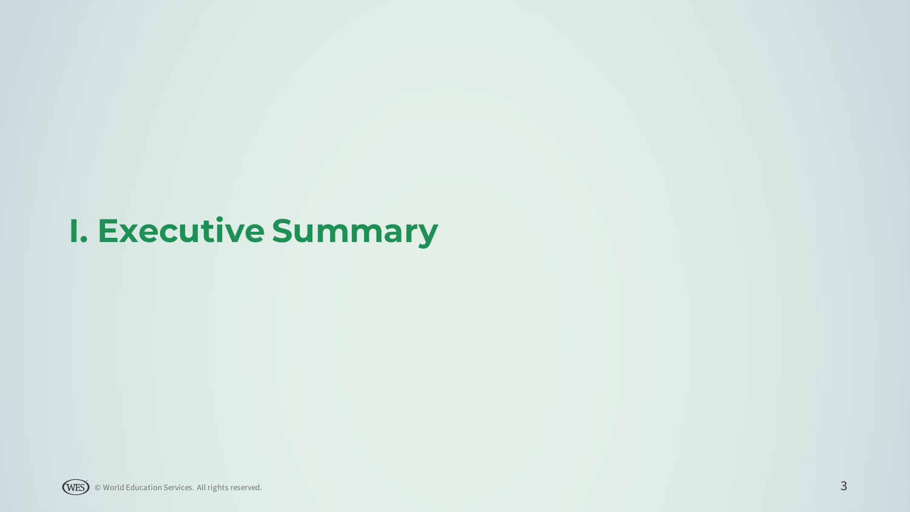# I. Executive Summary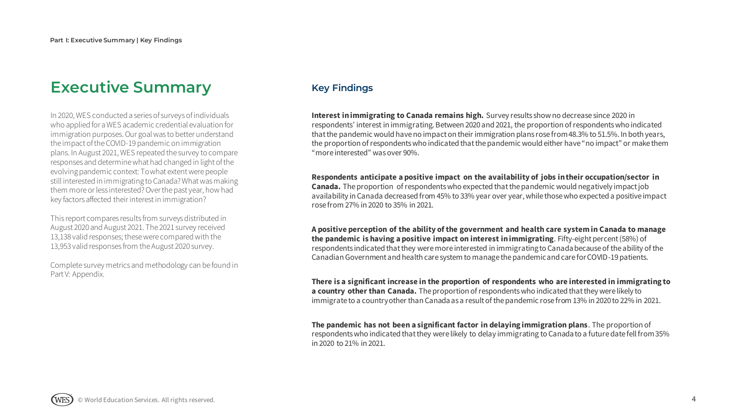# Executive Summary

In 2020, WES conducted a series of surveys of individuals who applied for a WES academic credential evaluation for immigration purposes. Our goal was to better understand the impact of the COVID-19 pandemic on immigration plans. In August 2021, WES repeated the survey to compare responses and determine what had changed in light of the evolving pandemic context: To what extent were people still interested in immigrating to Canada? What was making them more or less interested? Over the past year, how had key factors affected their interest in immigration?

This report compares results from surveys distributed in August 2020 and August 2021. The 2021 survey received 13,138 valid responses; these were compared with the 13,953 valid responses from the August 2020 survey.

Complete survey metrics and methodology can be found in Part V: Appendix.

## Key Findings

**Interest in immigrating to Canada remains high.** Survey results show no decrease since 2020 in respondents' interest in immigrating. Between 2020 and 2021, the proportion of respondents who indicated that the pandemic would have no impact on their immigration plans rose from 48.3% to 51.5%. In both years, the proportion of respondents who indicated that the pandemic would either have "no impact" or make them "more interested" was over 90%.

**Respondents anticipate a positive impact on the availability of jobs in their occupation/sector in Canada.** The proportion of respondents who expected that the pandemic would negatively impact job availability in Canada decreased from 45% to 33% year over year, while those who expected a positive impact rose from 27% in 2020 to 35% in 2021.

**A positive perception of the ability of the government and health care system in Canada to manage the pandemic is having a positive impact on interest in immigrating**. Fifty-eight percent (58%) of respondents indicated that they were more interested in immigrating to Canada because of the ability of the Canadian Government and health care system to manage the pandemic and care for COVID-19 patients.

**There is a significant increase in the proportion of respondents who are interested in immigrating to a country other than Canada.** The proportion of respondents who indicated that they were likely to immigrate to a country other than Canada as a result of the pandemic rose from 13% in 2020 to 22% in 2021.

**The pandemic has not been a significant factor in delaying immigration plans**. The proportion of respondents who indicated that they were likely to delay immigrating to Canada to a future date fell from 35% in 2020 to 21% in 2021.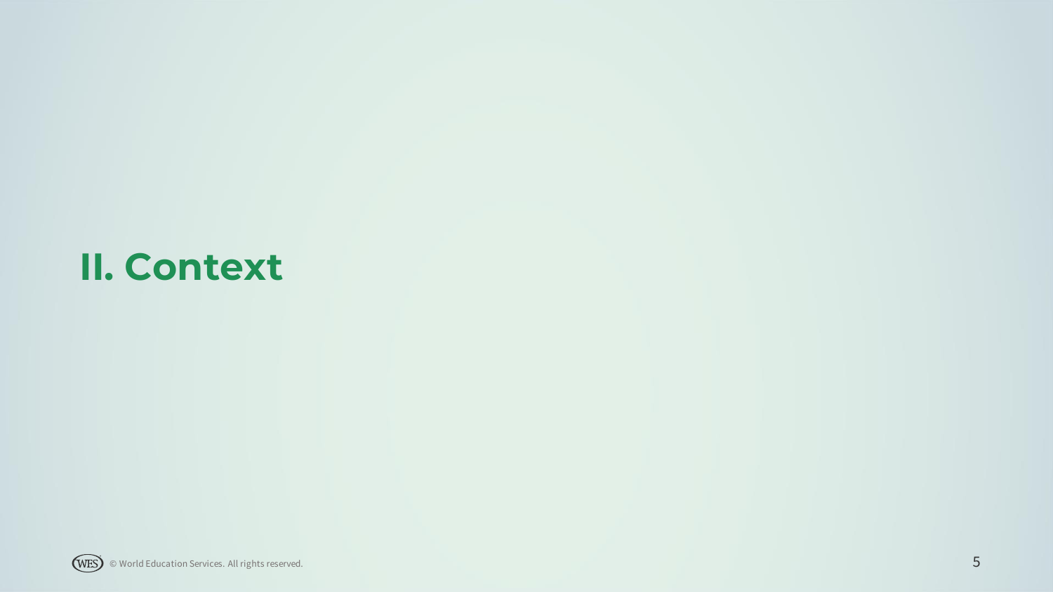# II. Context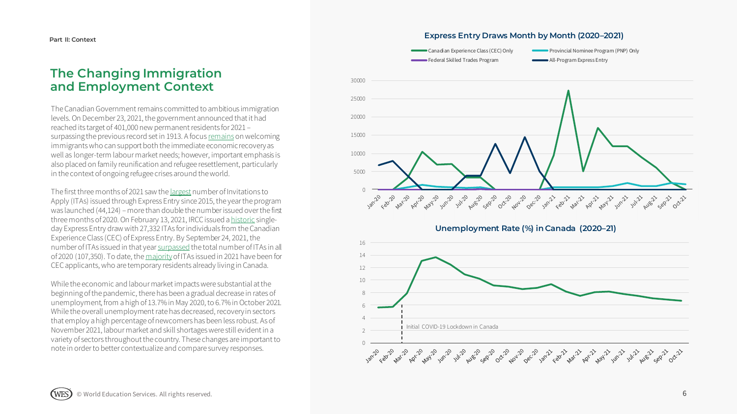Part II: Context

## The Changing Immigration and Employment Context

The Canadian Government remains committed to ambitious immigration levels. On December 23, 2021, the government announced that it had reached its target of 401,000 new permanent residents for 2021 – surpassing the previous record set in 1913. A focus remains on welcoming immigrants who can support both the immediate economic recovery as well as longer-term labour market needs; however, important emphasis is also placed on family reunification and refugee resettlement, particularly in the context of ongoing refugee crises around the world.

The first three months of 2021 saw the largest number of Invitations to Apply (ITAs) issued through Express Entry since 2015, the year the program was launched (44,124) – more than double the number issued over the first three months of 2020. On February 13, 2021, IRCC issued a historic single-day Express Entry draw with 27,332 ITAs for individuals from the Canadian Experience Class (CEC) of Express Entry. By September 24, 2021, the number of ITAs issued in that year surpassed the total number of ITAs in all of 2020 (107,350). To date, the majority of ITAs issued in 2021 have been for CEC applicants, who are temporary residents already living in Canada.

While the economic and labour market impacts were substantial at the beginning of the pandemic, there has been a gradual decrease in rates of unemployment, from a high of 13.7% in May 2020, to 6.7% in October 2021. While the overall unemployment rate has decreased, recovery in sectors that employ a high percentage of newcomers has been less robust. As of November 2021, labour market and skill shortages were still evident in a variety of sectors throughout the country. These changes are important to note in order to better contextualize and compare survey responses.

**Express Entry Draws Month by Month (2020–2021)**

Legend: Canadian Experience Class (CEC) Only; Provincial Nominee Program (PNP) Only; Federal Skilled Trades Program; All-Program Express Entry

**Unemployment Rate (%) in Canada (2020–21)**

Initial COVID-19 Lockdown in Canada

© World Education Services. All rights reserved.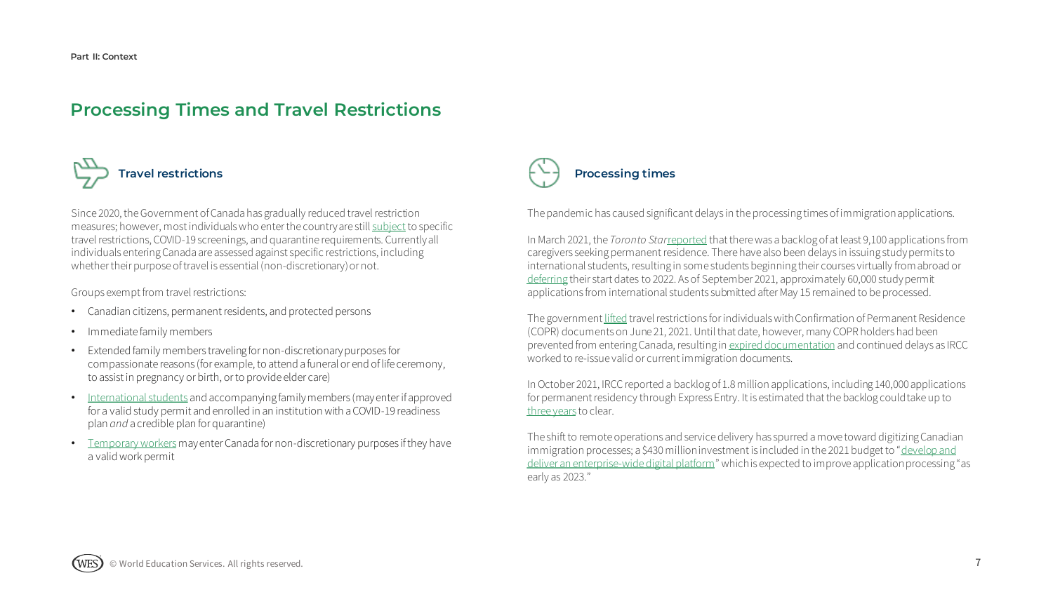Part II: Context

## Processing Times and Travel Restrictions

### Travel restrictions

Since 2020, the Government of Canada has gradually reduced travel restriction measures; however, most individuals who enter the country are still subject to specific travel restrictions, COVID-19 screenings, and quarantine requirements. Currently all individuals entering Canada are assessed against specific restrictions, including whether their purpose of travel is essential (non-discretionary) or not.

Groups exempt from travel restrictions:

- Canadian citizens, permanent residents, and protected persons
- Immediate family members
- Extended family members traveling for non-discretionary purposes for compassionate reasons (for example, to attend a funeral or end of life ceremony, to assist in pregnancy or birth, or to provide elder care)
- International students and accompanying family members (may enter if approved for a valid study permit and enrolled in an institution with a COVID-19 readiness plan *and* a credible plan for quarantine)
- Temporary workers may enter Canada for non-discretionary purposes if they have a valid work permit

### Processing times

The pandemic has caused significant delays in the processing times of immigration applications.

In March 2021, the *Toronto Star* reported that there was a backlog of at least 9,100 applications from caregivers seeking permanent residence. There have also been delays in issuing study permits to international students, resulting in some students beginning their courses virtually from abroad or deferring their start dates to 2022. As of September 2021, approximately 60,000 study permit applications from international students submitted after May 15 remained to be processed.

The government lifted travel restrictions for individuals with Confirmation of Permanent Residence (COPR) documents on June 21, 2021. Until that date, however, many COPR holders had been prevented from entering Canada, resulting in expired documentation and continued delays as IRCC worked to re-issue valid or current immigration documents.

In October 2021, IRCC reported a backlog of 1.8 million applications, including 140,000 applications for permanent residency through Express Entry. It is estimated that the backlog could take up to three years to clear.

The shift to remote operations and service delivery has spurred a move toward digitizing Canadian immigration processes; a $430 million investment is included in the 2021 budget to "develop and deliver an enterprise-wide digital platform" which is expected to improve application processing "as early as 2023."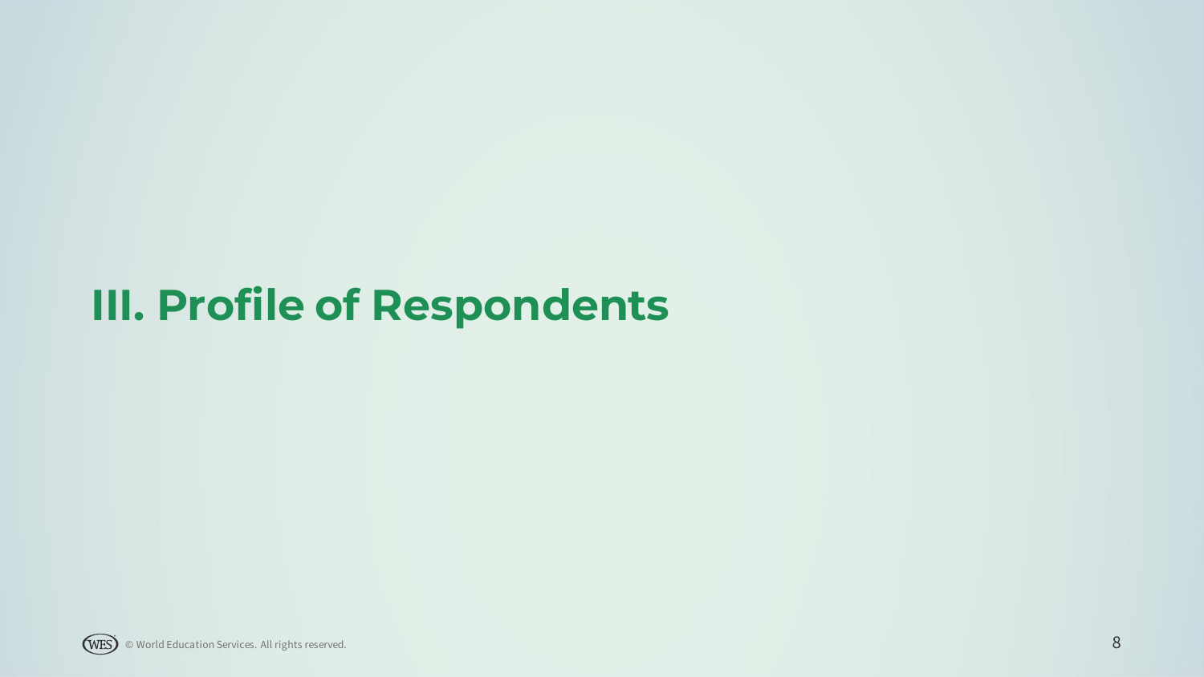# III. Profile of Respondents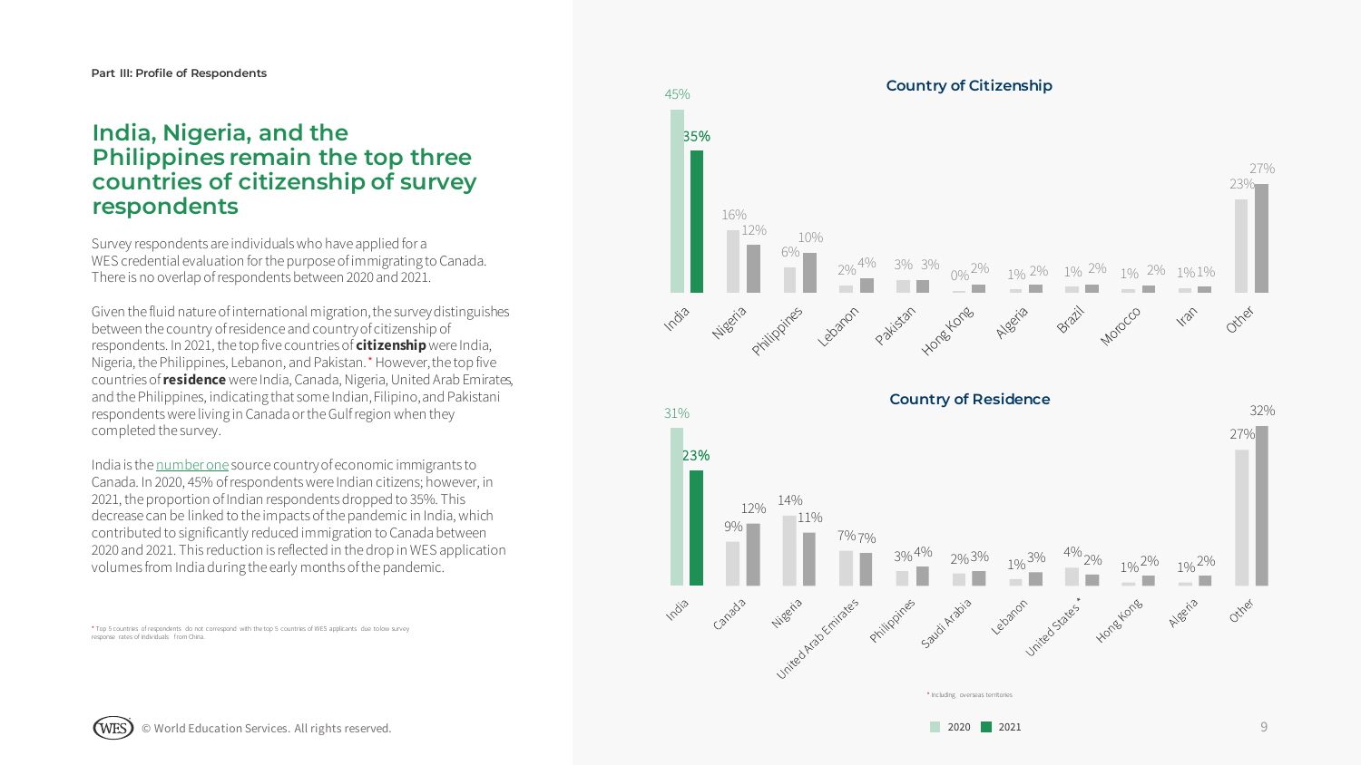Part III: Profile of Respondents

## India, Nigeria, and the Philippines remain the top three countries of citizenship of survey respondents

Survey respondents are individuals who have applied for a WES credential evaluation for the purpose of immigrating to Canada. There is no overlap of respondents between 2020 and 2021.

Given the fluid nature of international migration, the survey distinguishes between the country of residence and country of citizenship of respondents. In 2021, the top five countries of **citizenship** were India, Nigeria, the Philippines, Lebanon, and Pakistan.* However, the top five countries of **residence** were India, Canada, Nigeria, United Arab Emirates, and the Philippines, indicating that some Indian, Filipino, and Pakistani respondents were living in Canada or the Gulf region when they completed the survey.

India is the number one source country of economic immigrants to Canada. In 2020, 45% of respondents were Indian citizens; however, in 2021, the proportion of Indian respondents dropped to 35%. This decrease can be linked to the impacts of the pandemic in India, which contributed to significantly reduced immigration to Canada between 2020 and 2021. This reduction is reflected in the drop in WES application volumes from India during the early months of the pandemic.

\* Top 5 countries of respondents do not correspond with the top 5 countries of WES applicants due to low survey response rates of individuals from China.

**Country of Citizenship**

| Country | 2020 | 2021 |
|---|---|---|
| India | 45% | 35% |
| Nigeria | 16% | 12% |
| Philippines | 6% | 10% |
| Lebanon | 2% | 4% |
| Pakistan | 3% | 3% |
| Hong Kong | 0% | 2% |
| Algeria | 1% | 2% |
| Brazil | 1% | 2% |
| Morocco | 1% | 2% |
| Iran | 1% | 1% |
| Other | 23% | 27% |

**Country of Residence**

| Country | 2020 | 2021 |
|---|---|---|
| India | 31% | 23% |
| Canada | 9% | 12% |
| Nigeria | 14% | 11% |
| United Arab Emirates | 7% | 7% |
| Philippines | 3% | 4% |
| Saudi Arabia | 2% | 3% |
| Lebanon | 1% | 3% |
| United States* | 4% | 2% |
| Hong Kong | 1% | 2% |
| Algeria | 1% | 2% |
| Other | 27% | 32% |

\* Including overseas territories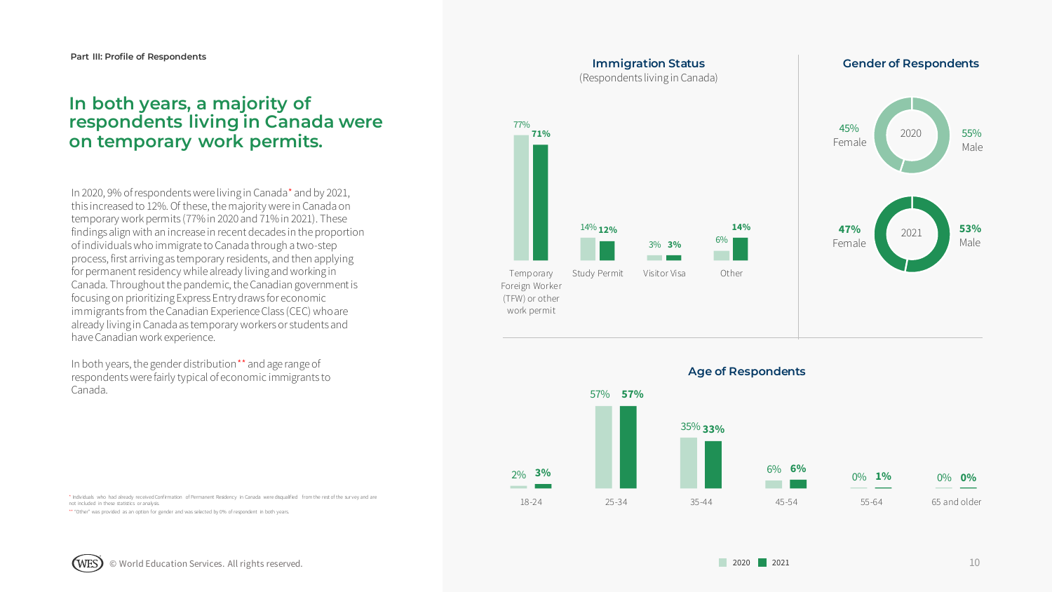Part III: Profile of Respondents

## In both years, a majority of respondents living in Canada were on temporary work permits.

In 2020, 9% of respondents were living in Canada* and by 2021, this increased to 12%. Of these, the majority were in Canada on temporary work permits (77% in 2020 and 71% in 2021). These findings align with an increase in recent decades in the proportion of individuals who immigrate to Canada through a two-step process, first arriving as temporary residents, and then applying for permanent residency while already living and working in Canada. Throughout the pandemic, the Canadian government is focusing on prioritizing Express Entry draws for economic immigrants from the Canadian Experience Class (CEC) who are already living in Canada as temporary workers or students and have Canadian work experience.

In both years, the gender distribution** and age range of respondents were fairly typical of economic immigrants to Canada.

### Immigration Status
(Respondents living in Canada)

| | 2020 | 2021 |
|---|---|---|
| Temporary Foreign Worker (TFW) or other work permit | 77% | 71% |
| Study Permit | 14% | 12% |
| Visitor Visa | 3% | 3% |
| Other | 6% | 14% |

### Gender of Respondents

| | Female | Male |
|---|---|---|
| 2020 | 45% | 55% |
| 2021 | 47% | 53% |

### Age of Respondents

| | 2020 | 2021 |
|---|---|---|
| 18-24 | 2% | 3% |
| 25-34 | 57% | 57% |
| 35-44 | 35% | 33% |
| 45-54 | 6% | 6% |
| 55-64 | 0% | 1% |
| 65 and older | 0% | 0% |

* Individuals who had already received Confirmation of Permanent Residency in Canada were disqualified from the rest of the survey and are not included in these statistics or analysis.

** "Other" was provided as an option for gender and was selected by 0% of respondent in both years.

© World Education Services. All rights reserved.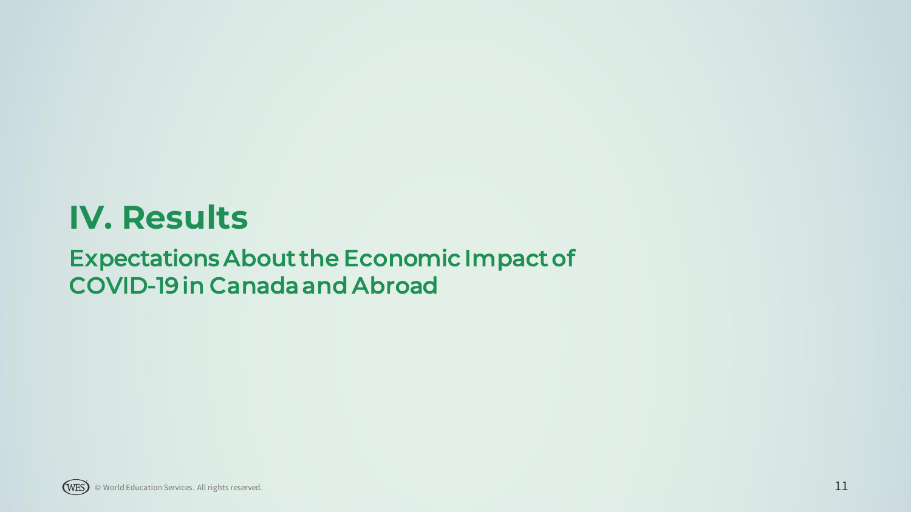# IV. Results

## Expectations About the Economic Impact of COVID-19 in Canada and Abroad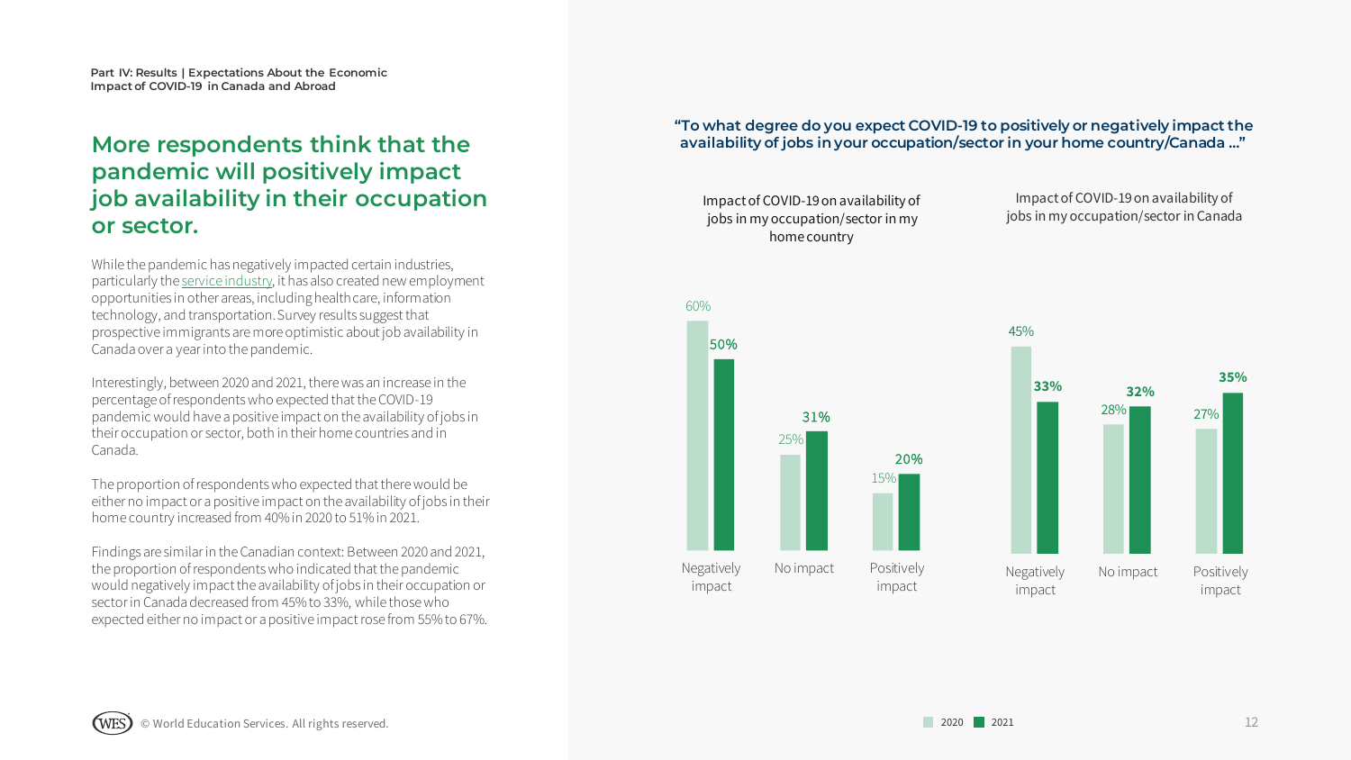## More respondents think that the pandemic will positively impact job availability in their occupation or sector.

While the pandemic has negatively impacted certain industries, particularly the service industry, it has also created new employment opportunities in other areas, including health care, information technology, and transportation. Survey results suggest that prospective immigrants are more optimistic about job availability in Canada over a year into the pandemic.

Interestingly, between 2020 and 2021, there was an increase in the percentage of respondents who expected that the COVID-19 pandemic would have a positive impact on the availability of jobs in their occupation or sector, both in their home countries and in Canada.

The proportion of respondents who expected that there would be either no impact or a positive impact on the availability of jobs in their home country increased from 40% in 2020 to 51% in 2021.

Findings are similar in the Canadian context: Between 2020 and 2021, the proportion of respondents who indicated that the pandemic would negatively impact the availability of jobs in their occupation or sector in Canada decreased from 45% to 33%, while those who expected either no impact or a positive impact rose from 55% to 67%.

**"To what degree do you expect COVID-19 to positively or negatively impact the availability of jobs in your occupation/sector in your home country/Canada ..."**

Impact of COVID-19 on availability of jobs in my occupation/sector in my home country

| | 2020 | 2021 |
|---|---|---|
| Negatively impact | 60% | 50% |
| No impact | 25% | 31% |
| Positively impact | 15% | 20% |

Impact of COVID-19 on availability of jobs in my occupation/sector in Canada

| | 2020 | 2021 |
|---|---|---|
| Negatively impact | 45% | 33% |
| No impact | 28% | 32% |
| Positively impact | 27% | 35% |

© World Education Services. All rights reserved.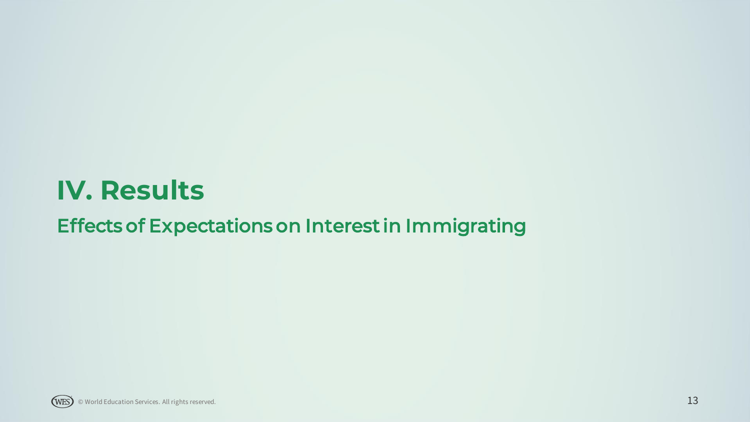# IV. Results

## Effects of Expectations on Interest in Immigrating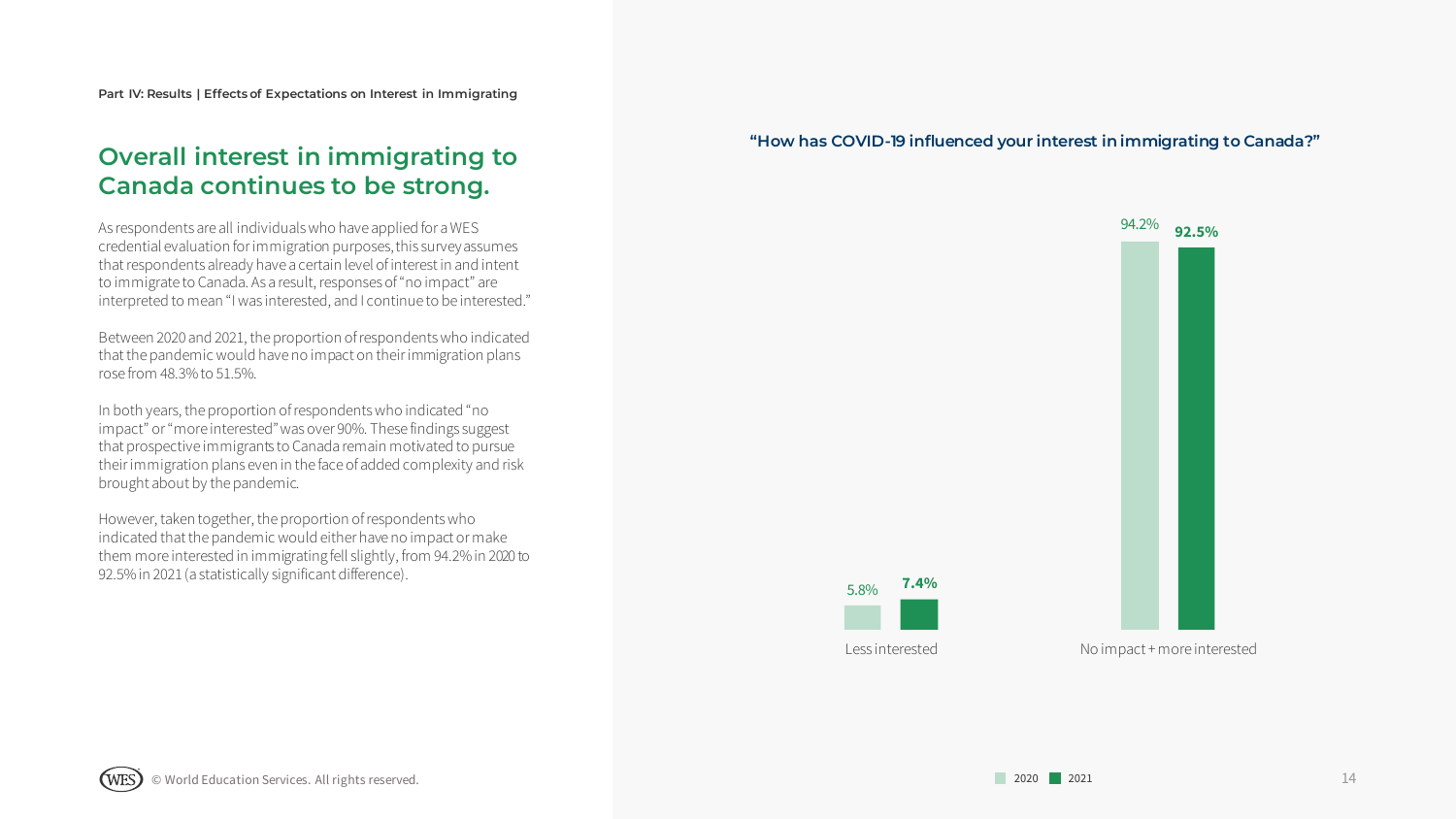Part IV: Results | Effects of Expectations on Interest in Immigrating

## Overall interest in immigrating to Canada continues to be strong.

As respondents are all individuals who have applied for a WES credential evaluation for immigration purposes, this survey assumes that respondents already have a certain level of interest in and intent to immigrate to Canada. As a result, responses of "no impact" are interpreted to mean "I was interested, and I continue to be interested."

Between 2020 and 2021, the proportion of respondents who indicated that the pandemic would have no impact on their immigration plans rose from 48.3% to 51.5%.

In both years, the proportion of respondents who indicated "no impact" or "more interested" was over 90%. These findings suggest that prospective immigrants to Canada remain motivated to pursue their immigration plans even in the face of added complexity and risk brought about by the pandemic.

However, taken together, the proportion of respondents who indicated that the pandemic would either have no impact or make them more interested in immigrating fell slightly, from 94.2% in 2020 to 92.5% in 2021 (a statistically significant difference).

**"How has COVID-19 influenced your interest in immigrating to Canada?"**

| | 2020 | 2021 |
|---|---|---|
| Less interested | 5.8% | **7.4%** |
| No impact + more interested | 94.2% | **92.5%** |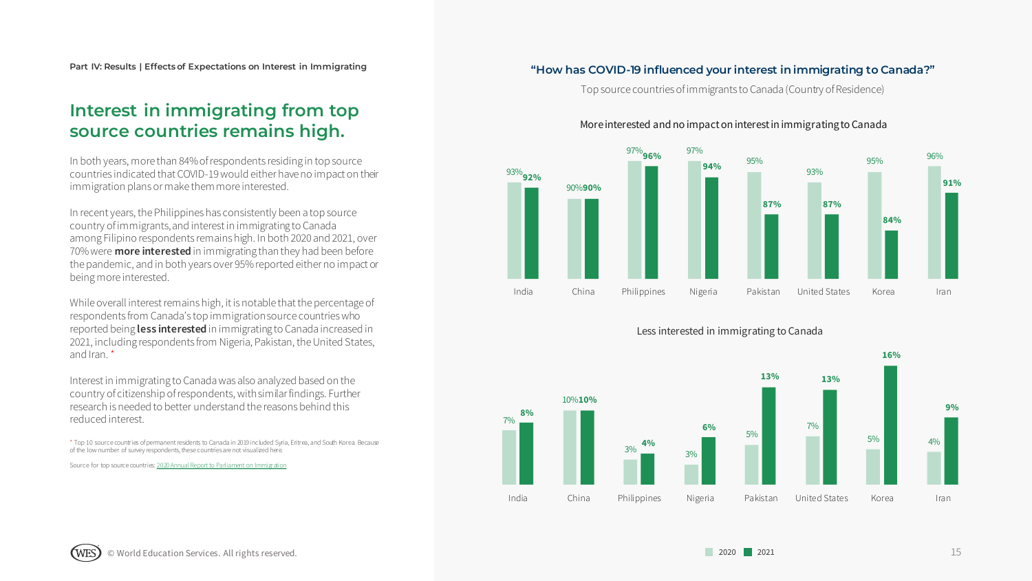Part IV: Results | Effects of Expectations on Interest in Immigrating

## Interest in immigrating from top source countries remains high.

In both years, more than 84% of respondents residing in top source countries indicated that COVID-19 would either have no impact on their immigration plans or make them more interested.

In recent years, the Philippines has consistently been a top source country of immigrants, and interest in immigrating to Canada among Filipino respondents remains high. In both 2020 and 2021, over 70% were **more interested** in immigrating than they had been before the pandemic, and in both years over 95% reported either no impact or being more interested.

While overall interest remains high, it is notable that the percentage of respondents from Canada's top immigration source countries who reported being **less interested** in immigrating to Canada increased in 2021, including respondents from Nigeria, Pakistan, the United States, and Iran. *

Interest in immigrating to Canada was also analyzed based on the country of citizenship of respondents, with similar findings. Further research is needed to better understand the reasons behind this reduced interest.

\* Top 10 source countries of permanent residents to Canada in 2019 included Syria, Eritrea, and South Korea. Because of the low number of survey respondents, these countries are not visualized here.

Source for top source countries: 2020 Annual Report to Parliament on Immigration

### "How has COVID-19 influenced your interest in immigrating to Canada?"

Top source countries of immigrants to Canada (Country of Residence)

More interested and no impact on interest in immigrating to Canada

| Country | 2020 | 2021 |
| --- | --- | --- |
| India | 93% | 92% |
| China | 90% | 90% |
| Philippines | 97% | 96% |
| Nigeria | 97% | 94% |
| Pakistan | 95% | 87% |
| United States | 93% | 87% |
| Korea | 95% | 84% |
| Iran | 96% | 91% |

Less interested in immigrating to Canada

| Country | 2020 | 2021 |
| --- | --- | --- |
| India | 7% | 8% |
| China | 10% | 10% |
| Philippines | 3% | 4% |
| Nigeria | 3% | 6% |
| Pakistan | 5% | 13% |
| United States | 7% | 13% |
| Korea | 5% | 16% |
| Iran | 4% | 9% |

© World Education Services. All rights reserved.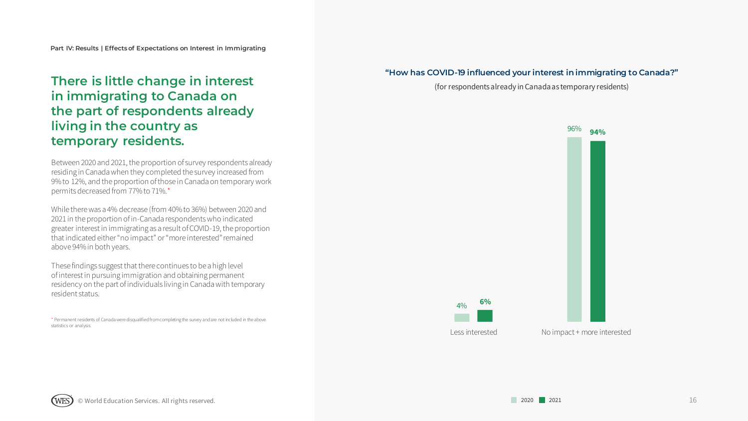Part IV: Results | Effects of Expectations on Interest in Immigrating

## There is little change in interest in immigrating to Canada on the part of respondents already living in the country as temporary residents.

Between 2020 and 2021, the proportion of survey respondents already residing in Canada when they completed the survey increased from 9% to 12%, and the proportion of those in Canada on temporary work permits decreased from 77% to 71%.*

While there was a 4% decrease (from 40% to 36%) between 2020 and 2021 in the proportion of in-Canada respondents who indicated greater interest in immigrating as a result of COVID-19, the proportion that indicated either "no impact" or "more interested" remained above 94% in both years.

These findings suggest that there continues to be a high level of interest in pursuing immigration and obtaining permanent residency on the part of individuals living in Canada with temporary resident status.

\* Permanent residents of Canada were disqualified from completing the survey and are not included in the above statistics or analysis.

**"How has COVID-19 influenced your interest in immigrating to Canada?"**

(for respondents already in Canada as temporary residents)

| | 2020 | 2021 |
|---|---|---|
| Less interested | 4% | 6% |
| No impact + more interested | 96% | 94% |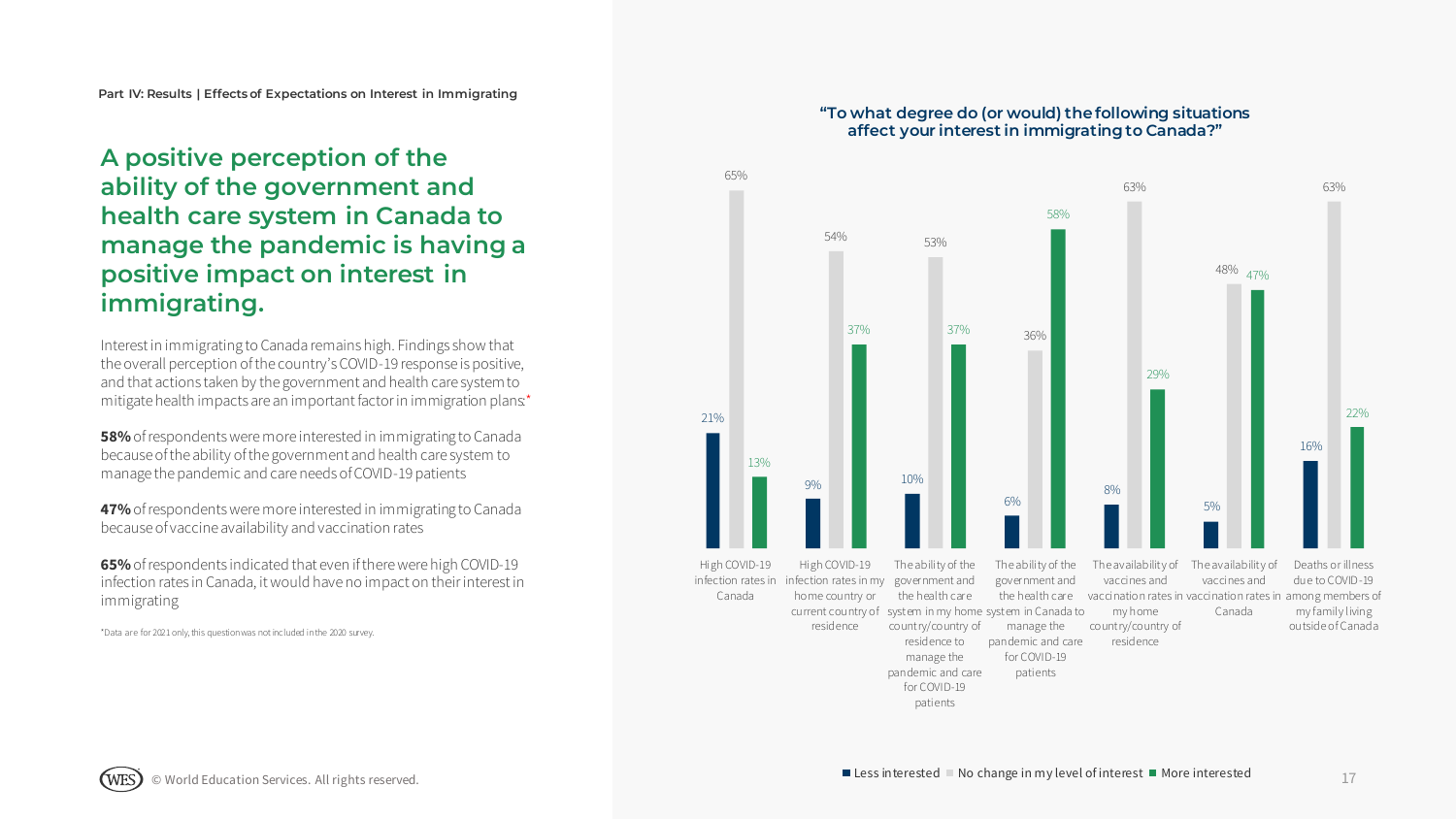Part IV: Results | Effects of Expectations on Interest in Immigrating

## A positive perception of the ability of the government and health care system in Canada to manage the pandemic is having a positive impact on interest in immigrating.

Interest in immigrating to Canada remains high. Findings show that the overall perception of the country's COVID-19 response is positive, and that actions taken by the government and health care system to mitigate health impacts are an important factor in immigration plans.*

**58%** of respondents were more interested in immigrating to Canada because of the ability of the government and health care system to manage the pandemic and care needs of COVID-19 patients

**47%** of respondents were more interested in immigrating to Canada because of vaccine availability and vaccination rates

**65%** of respondents indicated that even if there were high COVID-19 infection rates in Canada, it would have no impact on their interest in immigrating

*Data are for 2021 only, this question was not included in the 2020 survey.

**"To what degree do (or would) the following situations affect your interest in immigrating to Canada?"**

| Situation | Less interested | No change in my level of interest | More interested |
| --- | --- | --- | --- |
| High COVID-19 infection rates in Canada | 21% | 65% | 13% |
| High COVID-19 infection rates in my home country or current country of residence | 9% | 54% | 37% |
| The ability of the government and the health care system in my home country/country of residence to manage the pandemic and care for COVID-19 patients | 10% | 53% | 37% |
| The ability of the government and the health care system in Canada to manage the pandemic and care for COVID-19 patients | 6% | 36% | 58% |
| The availability of vaccines and vaccination rates in my home country/country of residence | 8% | 63% | 29% |
| The availability of vaccines and vaccination rates in Canada | 5% | 48% | 47% |
| Deaths or illness due to COVID-19 among members of my family living outside of Canada | 16% | 63% | 22% |

© World Education Services. All rights reserved.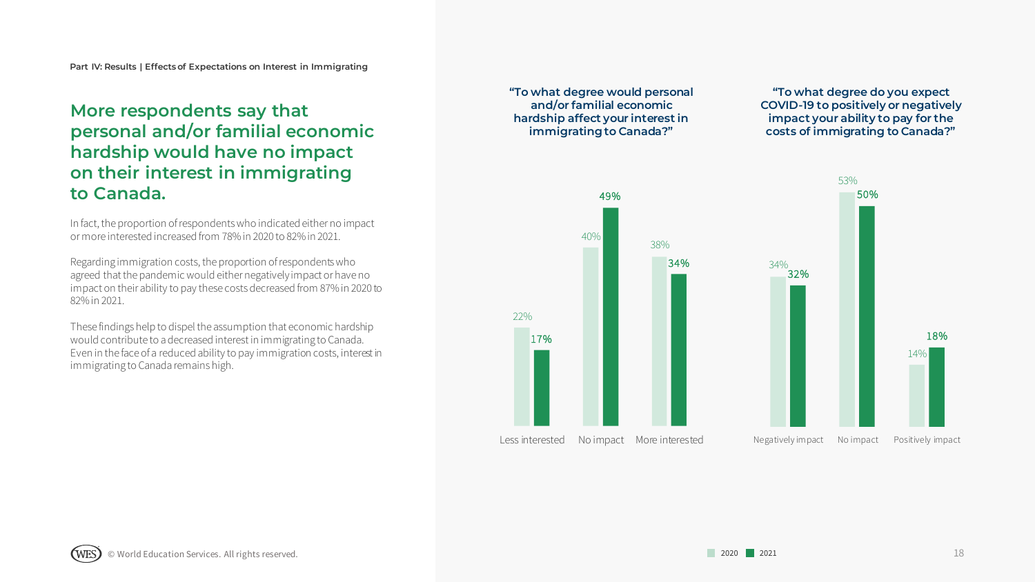Part IV: Results | Effects of Expectations on Interest in Immigrating

## More respondents say that personal and/or familial economic hardship would have no impact on their interest in immigrating to Canada.

In fact, the proportion of respondents who indicated either no impact or more interested increased from 78% in 2020 to 82% in 2021.

Regarding immigration costs, the proportion of respondents who agreed that the pandemic would either negatively impact or have no impact on their ability to pay these costs decreased from 87% in 2020 to 82% in 2021.

These findings help to dispel the assumption that economic hardship would contribute to a decreased interest in immigrating to Canada. Even in the face of a reduced ability to pay immigration costs, interest in immigrating to Canada remains high.

**"To what degree would personal and/or familial economic hardship affect your interest in immigrating to Canada?"**

| | 2020 | 2021 |
|---|---|---|
| Less interested | 22% | 17% |
| No impact | 40% | 49% |
| More interested | 38% | 34% |

**"To what degree do you expect COVID-19 to positively or negatively impact your ability to pay for the costs of immigrating to Canada?"**

| | 2020 | 2021 |
|---|---|---|
| Negatively impact | 34% | 32% |
| No impact | 53% | 50% |
| Positively impact | 14% | 18% |

© World Education Services. All rights reserved.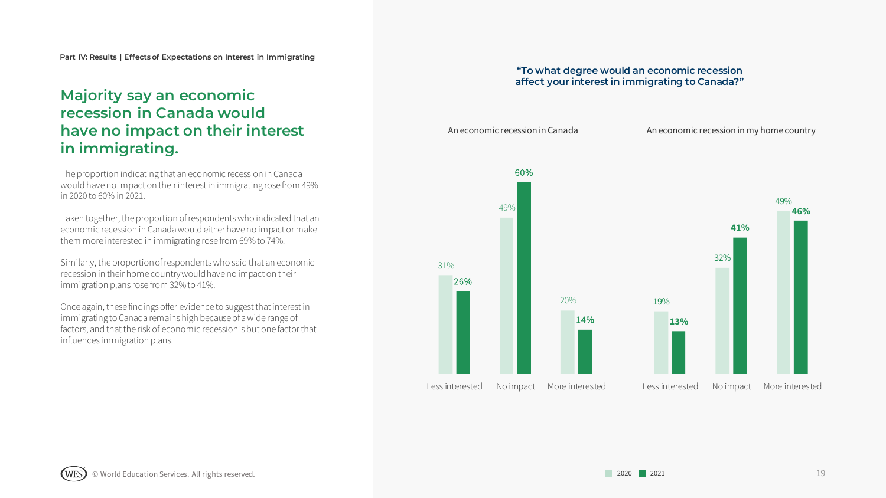Part IV: Results | Effects of Expectations on Interest in Immigrating

## Majority say an economic recession in Canada would have no impact on their interest in immigrating.

The proportion indicating that an economic recession in Canada would have no impact on their interest in immigrating rose from 49% in 2020 to 60% in 2021.

Taken together, the proportion of respondents who indicated that an economic recession in Canada would either have no impact or make them more interested in immigrating rose from 69% to 74%.

Similarly, the proportion of respondents who said that an economic recession in their home country would have no impact on their immigration plans rose from 32% to 41%.

Once again, these findings offer evidence to suggest that interest in immigrating to Canada remains high because of a wide range of factors, and that the risk of economic recession is but one factor that influences immigration plans.

**"To what degree would an economic recession affect your interest in immigrating to Canada?"**

An economic recession in Canada

| | 2020 | 2021 |
|---|---|---|
| Less interested | 31% | 26% |
| No impact | 49% | 60% |
| More interested | 20% | 14% |

An economic recession in my home country

| | 2020 | 2021 |
|---|---|---|
| Less interested | 19% | 13% |
| No impact | 32% | 41% |
| More interested | 49% | 46% |

© World Education Services. All rights reserved.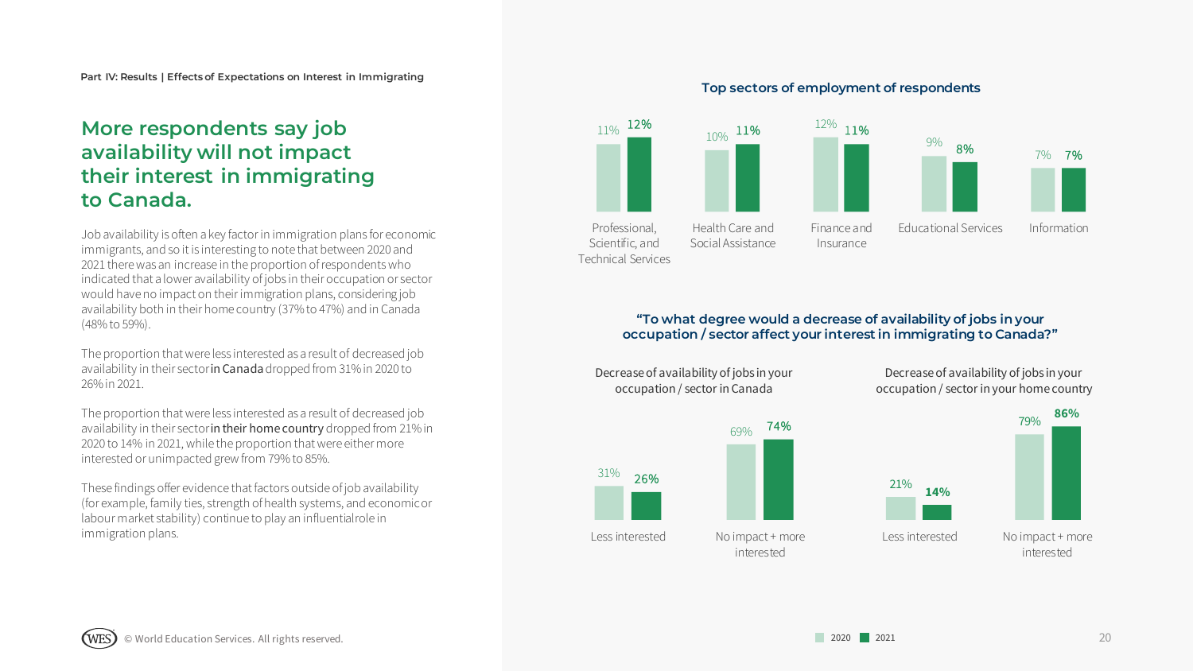## More respondents say job availability will not impact their interest in immigrating to Canada.

Job availability is often a key factor in immigration plans for economic immigrants, and so it is interesting to note that between 2020 and 2021 there was an increase in the proportion of respondents who indicated that a lower availability of jobs in their occupation or sector would have no impact on their immigration plans, considering job availability both in their home country (37% to 47%) and in Canada (48% to 59%).

The proportion that were less interested as a result of decreased job availability in their sector **in Canada** dropped from 31% in 2020 to 26% in 2021.

The proportion that were less interested as a result of decreased job availability in their sector **in their home country** dropped from 21% in 2020 to 14% in 2021, while the proportion that were either more interested or unimpacted grew from 79% to 85%.

These findings offer evidence that factors outside of job availability (for example, family ties, strength of health systems, and economic or labour market stability) continue to play an influential role in immigration plans.

### Top sectors of employment of respondents

| Sector | 2020 | 2021 |
| --- | --- | --- |
| Professional, Scientific, and Technical Services | 11% | 12% |
| Health Care and Social Assistance | 10% | 11% |
| Finance and Insurance | 12% | 11% |
| Educational Services | 9% | 8% |
| Information | 7% | 7% |

### "To what degree would a decrease of availability of jobs in your occupation / sector affect your interest in immigrating to Canada?"

**Decrease of availability of jobs in your occupation / sector in Canada**

| Response | 2020 | 2021 |
| --- | --- | --- |
| Less interested | 31% | 26% |
| No impact + more interested | 69% | 74% |

**Decrease of availability of jobs in your occupation / sector in your home country**

| Response | 2020 | 2021 |
| --- | --- | --- |
| Less interested | 21% | 14% |
| No impact + more interested | 79% | 86% |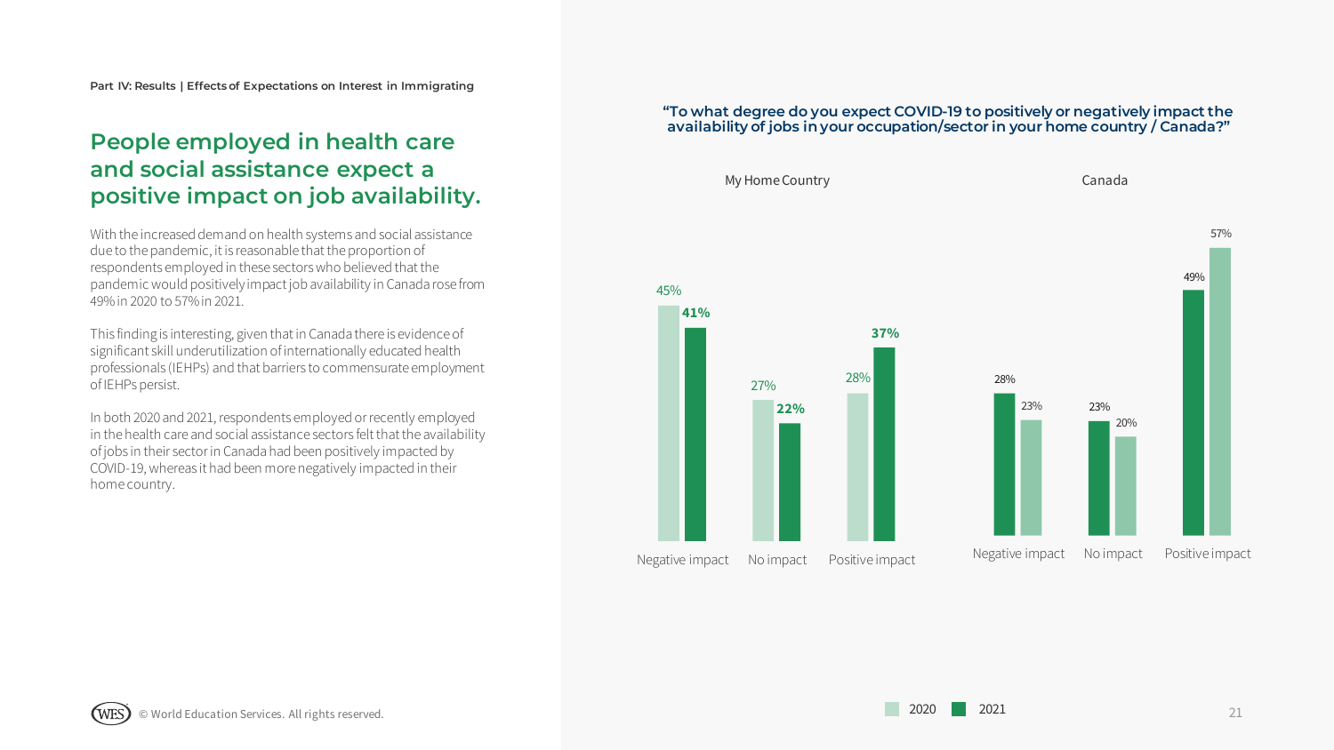Part IV: Results | Effects of Expectations on Interest in Immigrating

## People employed in health care and social assistance expect a positive impact on job availability.

With the increased demand on health systems and social assistance due to the pandemic, it is reasonable that the proportion of respondents employed in these sectors who believed that the pandemic would positively impact job availability in Canada rose from 49% in 2020 to 57% in 2021.

This finding is interesting, given that in Canada there is evidence of significant skill underutilization of internationally educated health professionals (IEHPs) and that barriers to commensurate employment of IEHPs persist.

In both 2020 and 2021, respondents employed or recently employed in the health care and social assistance sectors felt that the availability of jobs in their sector in Canada had been positively impacted by COVID-19, whereas it had been more negatively impacted in their home country.

**"To what degree do you expect COVID-19 to positively or negatively impact the availability of jobs in your occupation/sector in your home country / Canada?"**

| | My Home Country 2020 | My Home Country 2021 | Canada 2020 | Canada 2021 |
|---|---|---|---|---|
| Negative impact | 45% | 41% | 28% | 23% |
| No impact | 27% | 22% | 23% | 20% |
| Positive impact | 28% | 37% | 49% | 57% |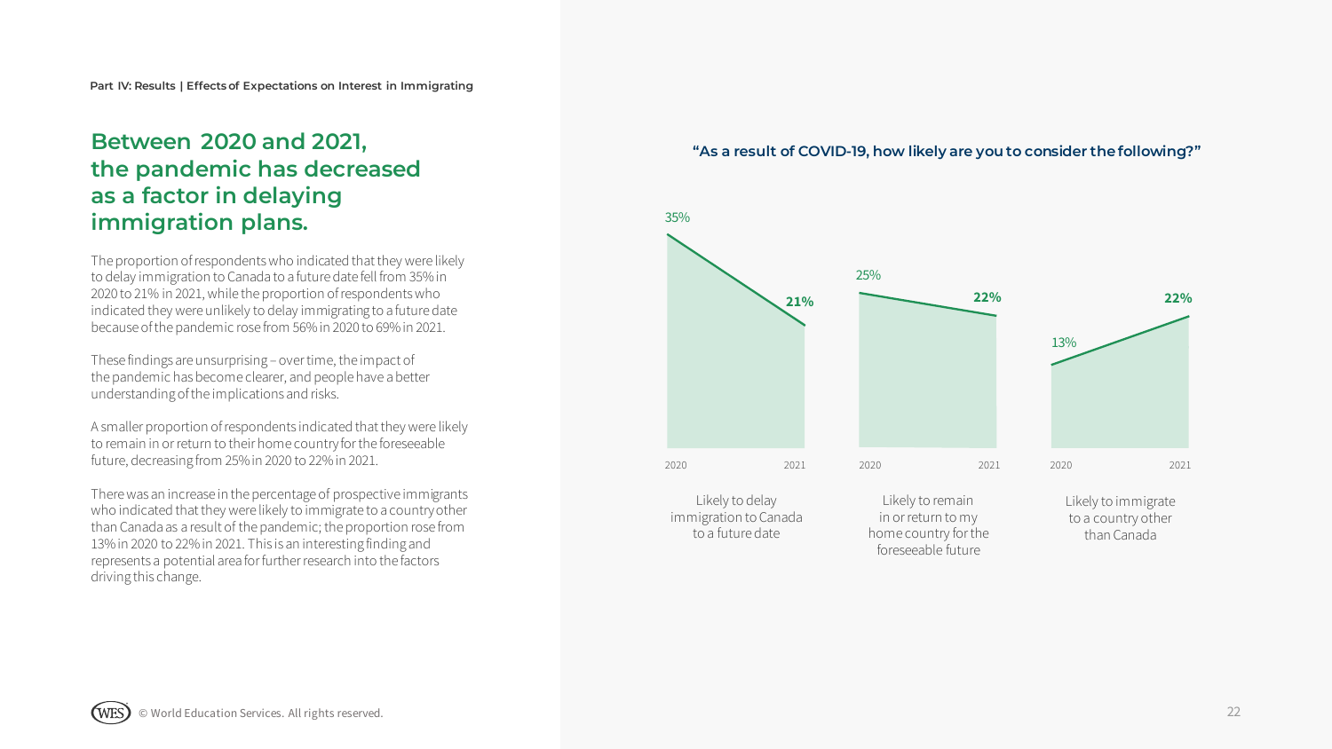Part IV: Results | Effects of Expectations on Interest in Immigrating

## Between 2020 and 2021, the pandemic has decreased as a factor in delaying immigration plans.

The proportion of respondents who indicated that they were likely to delay immigration to Canada to a future date fell from 35% in 2020 to 21% in 2021, while the proportion of respondents who indicated they were unlikely to delay immigrating to a future date because of the pandemic rose from 56% in 2020 to 69% in 2021.

These findings are unsurprising – over time, the impact of the pandemic has become clearer, and people have a better understanding of the implications and risks.

A smaller proportion of respondents indicated that they were likely to remain in or return to their home country for the foreseeable future, decreasing from 25% in 2020 to 22% in 2021.

There was an increase in the percentage of prospective immigrants who indicated that they were likely to immigrate to a country other than Canada as a result of the pandemic; the proportion rose from 13% in 2020 to 22% in 2021. This is an interesting finding and represents a potential area for further research into the factors driving this change.

**"As a result of COVID-19, how likely are you to consider the following?"**

| | 2020 | 2021 |
|---|---|---|
| Likely to delay immigration to Canada to a future date | 35% | 21% |
| Likely to remain in or return to my home country for the foreseeable future | 25% | 22% |
| Likely to immigrate to a country other than Canada | 13% | 22% |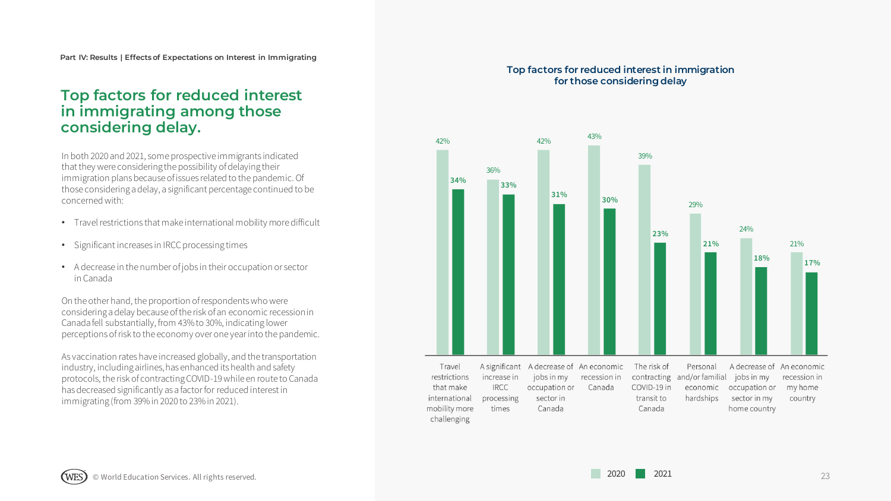Part IV: Results | Effects of Expectations on Interest in Immigrating

## Top factors for reduced interest in immigrating among those considering delay.

In both 2020 and 2021, some prospective immigrants indicated that they were considering the possibility of delaying their immigration plans because of issues related to the pandemic. Of those considering a delay, a significant percentage continued to be concerned with:

- Travel restrictions that make international mobility more difficult
- Significant increases in IRCC processing times
- A decrease in the number of jobs in their occupation or sector in Canada

On the other hand, the proportion of respondents who were considering a delay because of the risk of an economic recession in Canada fell substantially, from 43% to 30%, indicating lower perceptions of risk to the economy over one year into the pandemic.

As vaccination rates have increased globally, and the transportation industry, including airlines, has enhanced its health and safety protocols, the risk of contracting COVID-19 while en route to Canada has decreased significantly as a factor for reduced interest in immigrating (from 39% in 2020 to 23% in 2021).

**Top factors for reduced interest in immigration for those considering delay**

| Factor | 2020 | 2021 |
|---|---|---|
| Travel restrictions that make international mobility more challenging | 42% | 34% |
| A significant increase in IRCC processing times | 36% | 33% |
| A decrease of jobs in my occupation or sector in Canada | 42% | 31% |
| An economic recession in Canada | 43% | 30% |
| The risk of contracting COVID-19 in transit to Canada | 39% | 23% |
| Personal and/or familial economic hardships | 29% | 21% |
| A decrease of jobs in my occupation or sector in my home country | 24% | 18% |
| An economic recession in my home country | 21% | 17% |

© World Education Services. All rights reserved.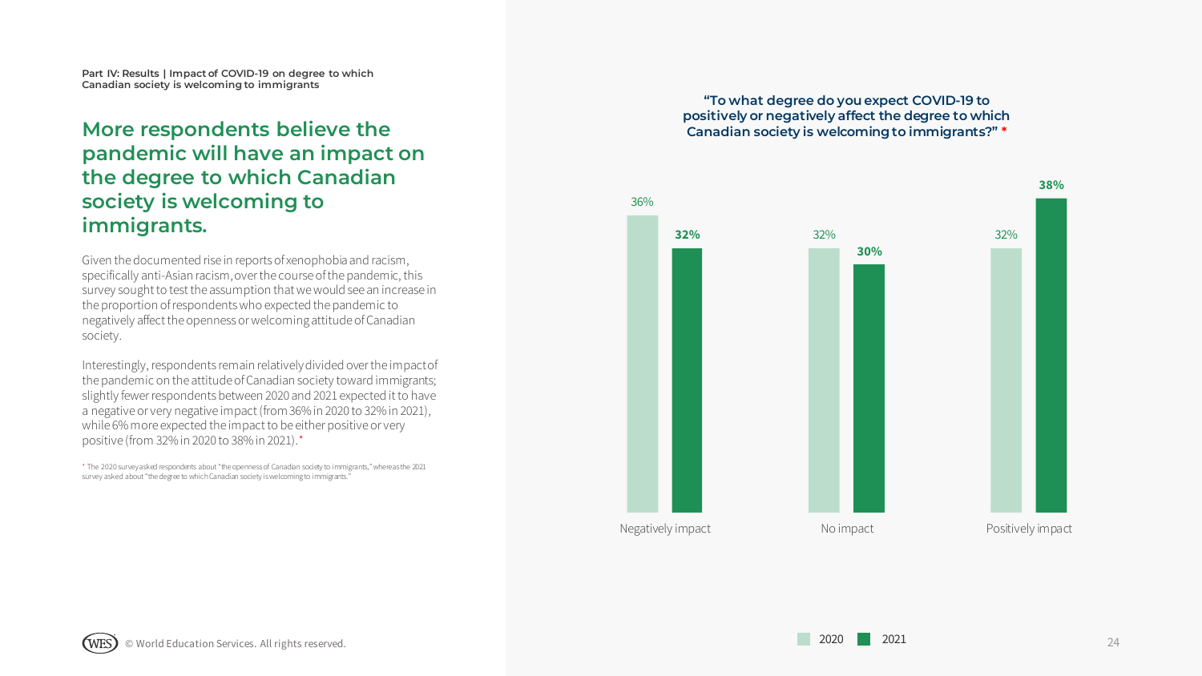Part IV: Results | Impact of COVID-19 on degree to which Canadian society is welcoming to immigrants

## More respondents believe the pandemic will have an impact on the degree to which Canadian society is welcoming to immigrants.

Given the documented rise in reports of xenophobia and racism, specifically anti-Asian racism, over the course of the pandemic, this survey sought to test the assumption that we would see an increase in the proportion of respondents who expected the pandemic to negatively affect the openness or welcoming attitude of Canadian society.

Interestingly, respondents remain relatively divided over the impact of the pandemic on the attitude of Canadian society toward immigrants; slightly fewer respondents between 2020 and 2021 expected it to have a negative or very negative impact (from 36% in 2020 to 32% in 2021), while 6% more expected the impact to be either positive or very positive (from 32% in 2020 to 38% in 2021).*

* The 2020 survey asked respondents about "the openness of Canadian society to immigrants," whereas the 2021 survey asked about "the degree to which Canadian society is welcoming to immigrants."

**"To what degree do you expect COVID-19 to positively or negatively affect the degree to which Canadian society is welcoming to immigrants?" ***

| | 2020 | 2021 |
|---|---|---|
| Negatively impact | 36% | 32% |
| No impact | 32% | 30% |
| Positively impact | 32% | 38% |

© World Education Services. All rights reserved.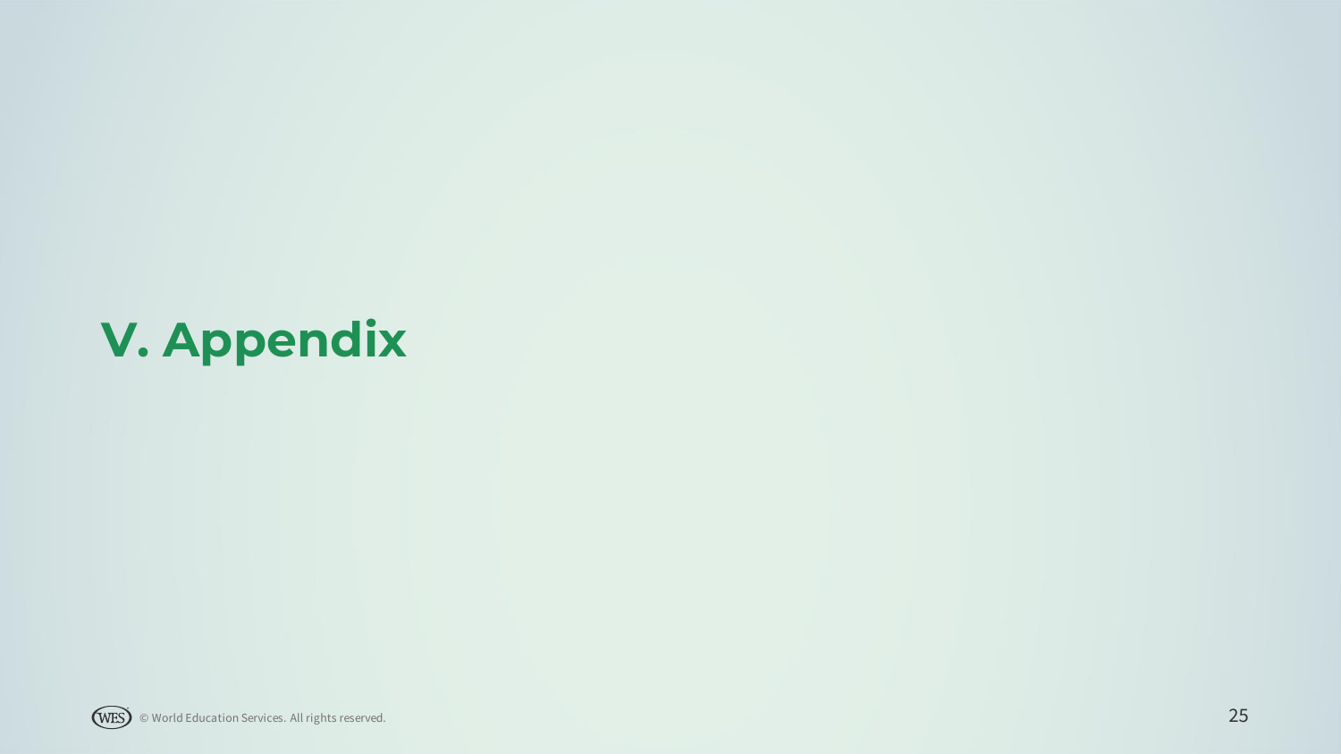# V. Appendix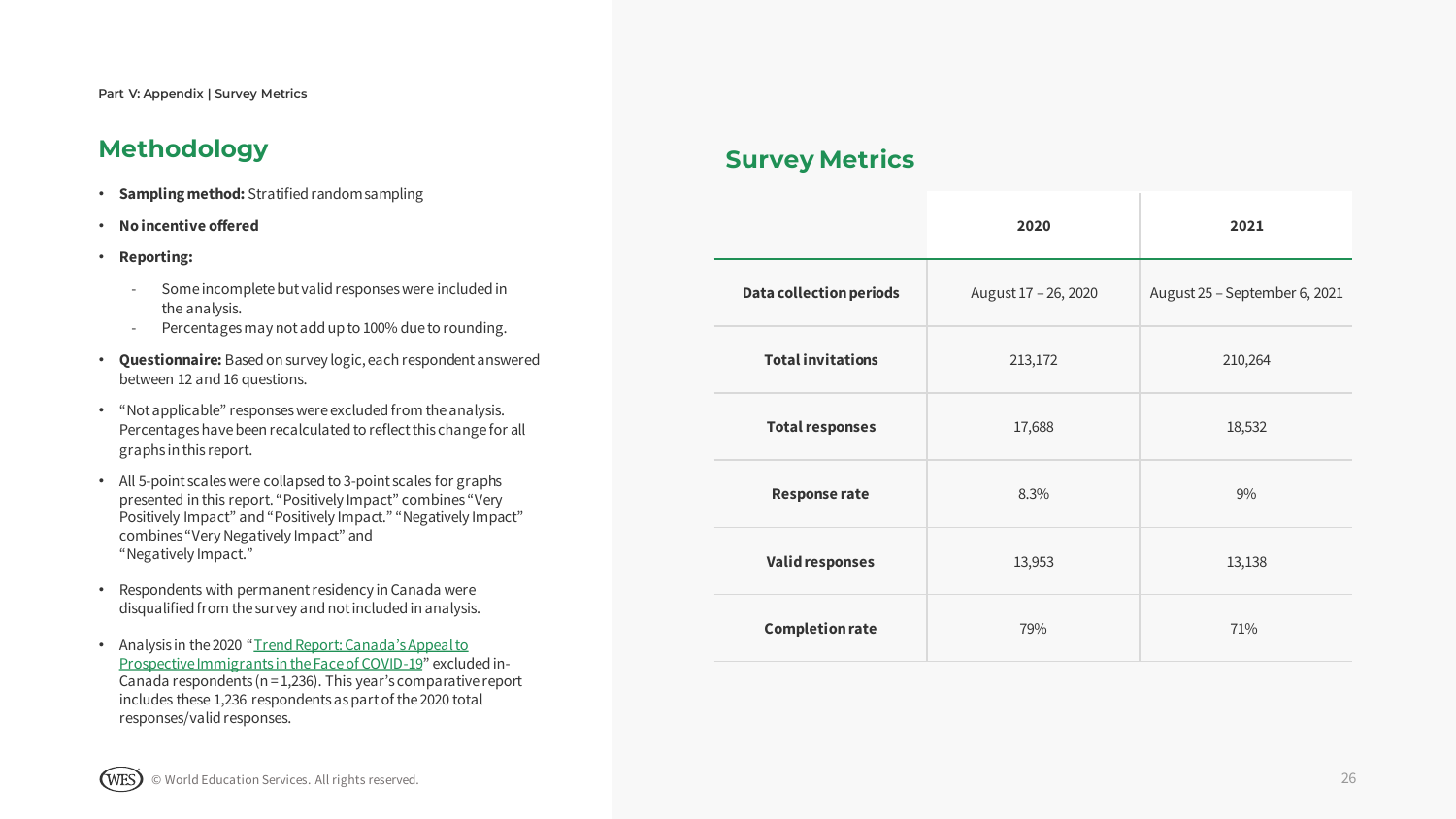Part V: Appendix | Survey Metrics

## Methodology

- **Sampling method:** Stratified random sampling
- **No incentive offered**
- **Reporting:**
  - Some incomplete but valid responses were included in the analysis.
  - Percentages may not add up to 100% due to rounding.
- **Questionnaire:** Based on survey logic, each respondent answered between 12 and 16 questions.
- "Not applicable" responses were excluded from the analysis. Percentages have been recalculated to reflect this change for all graphs in this report.
- All 5-point scales were collapsed to 3-point scales for graphs presented in this report. "Positively Impact" combines "Very Positively Impact" and "Positively Impact." "Negatively Impact" combines "Very Negatively Impact" and "Negatively Impact."
- Respondents with permanent residency in Canada were disqualified from the survey and not included in analysis.
- Analysis in the 2020 "Trend Report: Canada's Appeal to Prospective Immigrants in the Face of COVID-19" excluded in-Canada respondents (n = 1,236). This year's comparative report includes these 1,236 respondents as part of the 2020 total responses/valid responses.

## Survey Metrics

| | 2020 | 2021 |
|---|---|---|
| **Data collection periods** | August 17 – 26, 2020 | August 25 – September 6, 2021 |
| **Total invitations** | 213,172 | 210,264 |
| **Total responses** | 17,688 | 18,532 |
| **Response rate** | 8.3% | 9% |
| **Valid responses** | 13,953 | 13,138 |
| **Completion rate** | 79% | 71% |

© World Education Services. All rights reserved.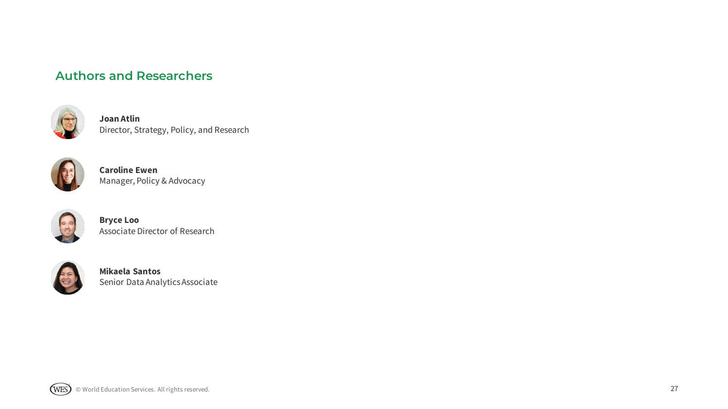## Authors and Researchers

**Joan Atlin**
Director, Strategy, Policy, and Research

**Caroline Ewen**
Manager, Policy & Advocacy

**Bryce Loo**
Associate Director of Research

**Mikaela Santos**
Senior Data Analytics Associate

© World Education Services. All rights reserved.